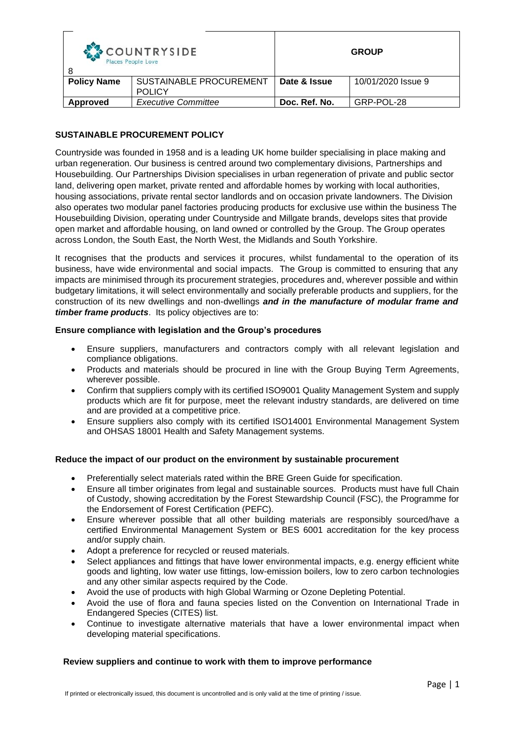| COUNTRYSIDE Places People Love 8 | | GROUP | |
|---|---|---|---|
| **Policy Name** | SUSTAINABLE PROCUREMENT POLICY | **Date & Issue** | 10/01/2020 Issue 9 |
| **Approved** | *Executive Committee* | **Doc. Ref. No.** | GRP-POL-28 |

## SUSTAINABLE PROCUREMENT POLICY

Countryside was founded in 1958 and is a leading UK home builder specialising in place making and urban regeneration. Our business is centred around two complementary divisions, Partnerships and Housebuilding. Our Partnerships Division specialises in urban regeneration of private and public sector land, delivering open market, private rented and affordable homes by working with local authorities, housing associations, private rental sector landlords and on occasion private landowners. The Division also operates two modular panel factories producing products for exclusive use within the business The Housebuilding Division, operating under Countryside and Millgate brands, develops sites that provide open market and affordable housing, on land owned or controlled by the Group. The Group operates across London, the South East, the North West, the Midlands and South Yorkshire.

It recognises that the products and services it procures, whilst fundamental to the operation of its business, have wide environmental and social impacts. The Group is committed to ensuring that any impacts are minimised through its procurement strategies, procedures and, wherever possible and within budgetary limitations, it will select environmentally and socially preferable products and suppliers, for the construction of its new dwellings and non-dwellings ***and in the manufacture of modular frame and timber frame products***. Its policy objectives are to:

### Ensure compliance with legislation and the Group's procedures

- Ensure suppliers, manufacturers and contractors comply with all relevant legislation and compliance obligations.
- Products and materials should be procured in line with the Group Buying Term Agreements, wherever possible.
- Confirm that suppliers comply with its certified ISO9001 Quality Management System and supply products which are fit for purpose, meet the relevant industry standards, are delivered on time and are provided at a competitive price.
- Ensure suppliers also comply with its certified ISO14001 Environmental Management System and OHSAS 18001 Health and Safety Management systems.

### Reduce the impact of our product on the environment by sustainable procurement

- Preferentially select materials rated within the BRE Green Guide for specification.
- Ensure all timber originates from legal and sustainable sources. Products must have full Chain of Custody, showing accreditation by the Forest Stewardship Council (FSC), the Programme for the Endorsement of Forest Certification (PEFC).
- Ensure wherever possible that all other building materials are responsibly sourced/have a certified Environmental Management System or BES 6001 accreditation for the key process and/or supply chain.
- Adopt a preference for recycled or reused materials.
- Select appliances and fittings that have lower environmental impacts, e.g. energy efficient white goods and lighting, low water use fittings, low-emission boilers, low to zero carbon technologies and any other similar aspects required by the Code.
- Avoid the use of products with high Global Warming or Ozone Depleting Potential.
- Avoid the use of flora and fauna species listed on the Convention on International Trade in Endangered Species (CITES) list.
- Continue to investigate alternative materials that have a lower environmental impact when developing material specifications.

### Review suppliers and continue to work with them to improve performance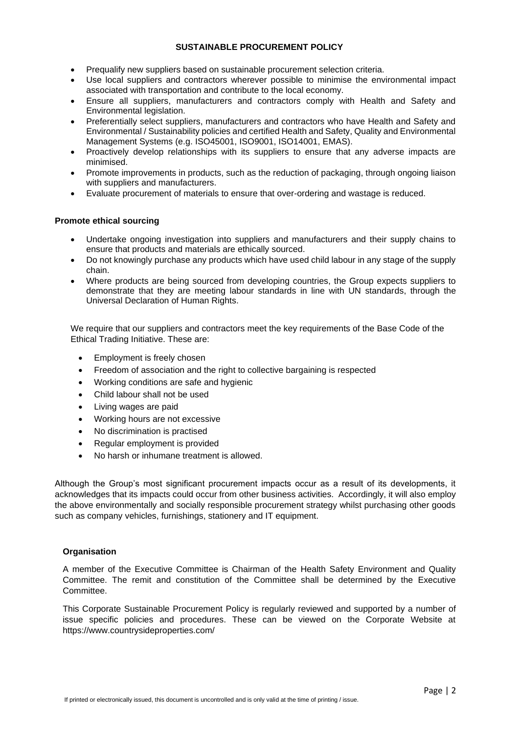**SUSTAINABLE PROCUREMENT POLICY**

- Prequalify new suppliers based on sustainable procurement selection criteria.
- Use local suppliers and contractors wherever possible to minimise the environmental impact associated with transportation and contribute to the local economy.
- Ensure all suppliers, manufacturers and contractors comply with Health and Safety and Environmental legislation.
- Preferentially select suppliers, manufacturers and contractors who have Health and Safety and Environmental / Sustainability policies and certified Health and Safety, Quality and Environmental Management Systems (e.g. ISO45001, ISO9001, ISO14001, EMAS).
- Proactively develop relationships with its suppliers to ensure that any adverse impacts are minimised.
- Promote improvements in products, such as the reduction of packaging, through ongoing liaison with suppliers and manufacturers.
- Evaluate procurement of materials to ensure that over-ordering and wastage is reduced.

**Promote ethical sourcing**

- Undertake ongoing investigation into suppliers and manufacturers and their supply chains to ensure that products and materials are ethically sourced.
- Do not knowingly purchase any products which have used child labour in any stage of the supply chain.
- Where products are being sourced from developing countries, the Group expects suppliers to demonstrate that they are meeting labour standards in line with UN standards, through the Universal Declaration of Human Rights.

We require that our suppliers and contractors meet the key requirements of the Base Code of the Ethical Trading Initiative. These are:

- Employment is freely chosen
- Freedom of association and the right to collective bargaining is respected
- Working conditions are safe and hygienic
- Child labour shall not be used
- Living wages are paid
- Working hours are not excessive
- No discrimination is practised
- Regular employment is provided
- No harsh or inhumane treatment is allowed.

Although the Group's most significant procurement impacts occur as a result of its developments, it acknowledges that its impacts could occur from other business activities. Accordingly, it will also employ the above environmentally and socially responsible procurement strategy whilst purchasing other goods such as company vehicles, furnishings, stationery and IT equipment.

**Organisation**

A member of the Executive Committee is Chairman of the Health Safety Environment and Quality Committee. The remit and constitution of the Committee shall be determined by the Executive Committee.

This Corporate Sustainable Procurement Policy is regularly reviewed and supported by a number of issue specific policies and procedures. These can be viewed on the Corporate Website at https://www.countrysideproperties.com/

If printed or electronically issued, this document is uncontrolled and is only valid at the time of printing / issue.